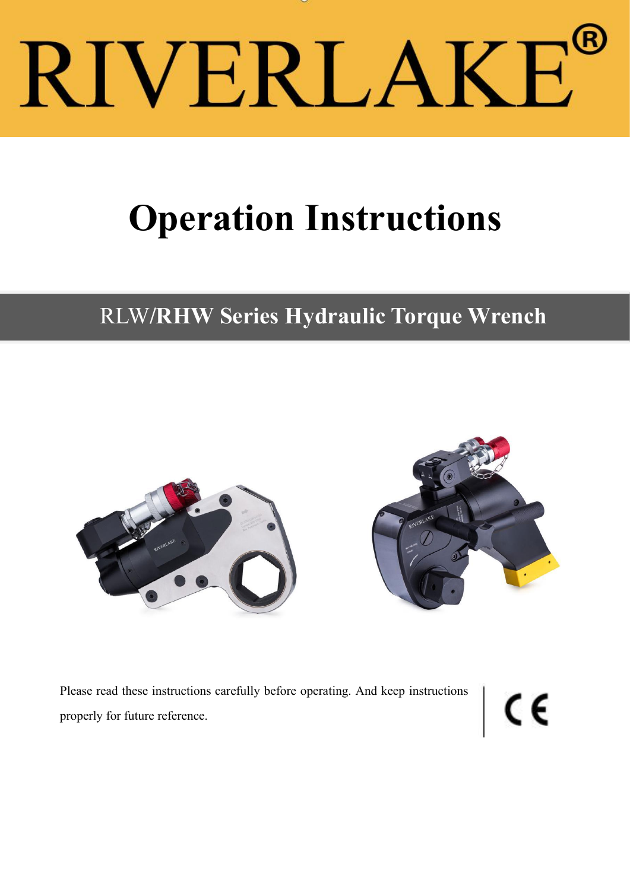# RIVERLAKE®

# Operation Instructions

## RLW/RHW Series Hydraulic Torque Wrench

Please read these instructions carefully before operating. And keep instructions properly for future reference.

CE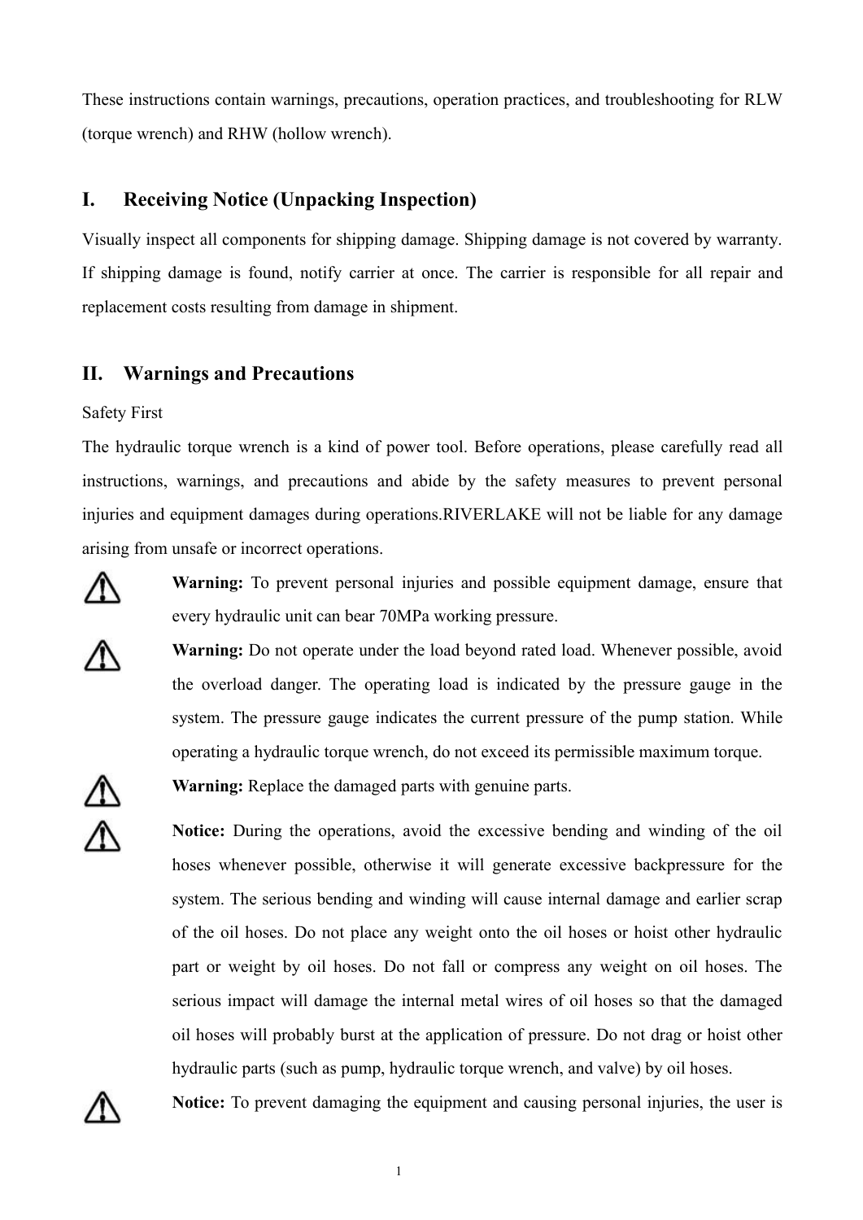These instructions contain warnings, precautions, operation practices, and troubleshooting for RLW (torque wrench) and RHW (hollow wrench).

## I. Receiving Notice (Unpacking Inspection)

Visually inspect all components for shipping damage. Shipping damage is not covered by warranty. If shipping damage is found, notify carrier at once. The carrier is responsible for all repair and replacement costs resulting from damage in shipment.

## II. Warnings and Precautions

Safety First

The hydraulic torque wrench is a kind of power tool. Before operations, please carefully read all instructions, warnings, and precautions and abide by the safety measures to prevent personal injuries and equipment damages during operations.RIVERLAKE will not be liable for any damage arising from unsafe or incorrect operations.

⚠ **Warning:** To prevent personal injuries and possible equipment damage, ensure that every hydraulic unit can bear 70MPa working pressure.

⚠ **Warning:** Do not operate under the load beyond rated load. Whenever possible, avoid the overload danger. The operating load is indicated by the pressure gauge in the system. The pressure gauge indicates the current pressure of the pump station. While operating a hydraulic torque wrench, do not exceed its permissible maximum torque.

⚠ **Warning:** Replace the damaged parts with genuine parts.

⚠ **Notice:** During the operations, avoid the excessive bending and winding of the oil hoses whenever possible, otherwise it will generate excessive backpressure for the system. The serious bending and winding will cause internal damage and earlier scrap of the oil hoses. Do not place any weight onto the oil hoses or hoist other hydraulic part or weight by oil hoses. Do not fall or compress any weight on oil hoses. The serious impact will damage the internal metal wires of oil hoses so that the damaged oil hoses will probably burst at the application of pressure. Do not drag or hoist other hydraulic parts (such as pump, hydraulic torque wrench, and valve) by oil hoses.

⚠ **Notice:** To prevent damaging the equipment and causing personal injuries, the user is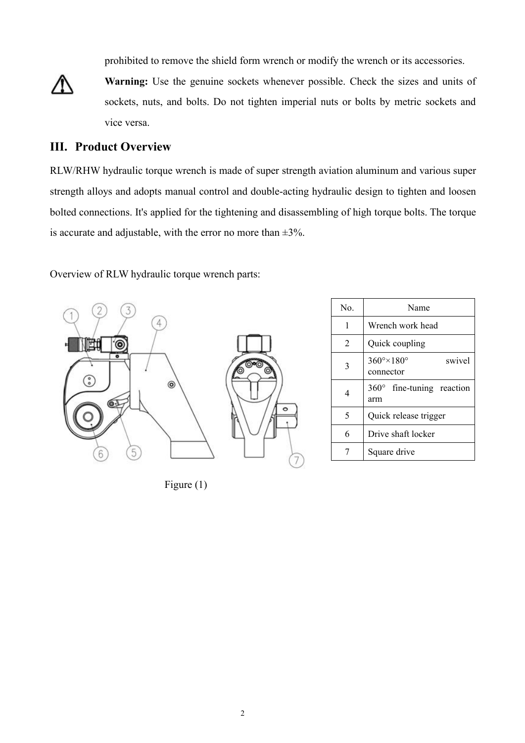prohibited to remove the shield form wrench or modify the wrench or its accessories.

**Warning:** Use the genuine sockets whenever possible. Check the sizes and units of sockets, nuts, and bolts. Do not tighten imperial nuts or bolts by metric sockets and vice versa.

## III. Product Overview

RLW/RHW hydraulic torque wrench is made of super strength aviation aluminum and various super strength alloys and adopts manual control and double-acting hydraulic design to tighten and loosen bolted connections. It's applied for the tightening and disassembling of high torque bolts. The torque is accurate and adjustable, with the error no more than ±3%.

Overview of RLW hydraulic torque wrench parts:

| No. | Name |
|---|---|
| 1 | Wrench work head |
| 2 | Quick coupling |
| 3 | 360°×180° swivel connector |
| 4 | 360° fine-tuning reaction arm |
| 5 | Quick release trigger |
| 6 | Drive shaft locker |
| 7 | Square drive |

Figure (1)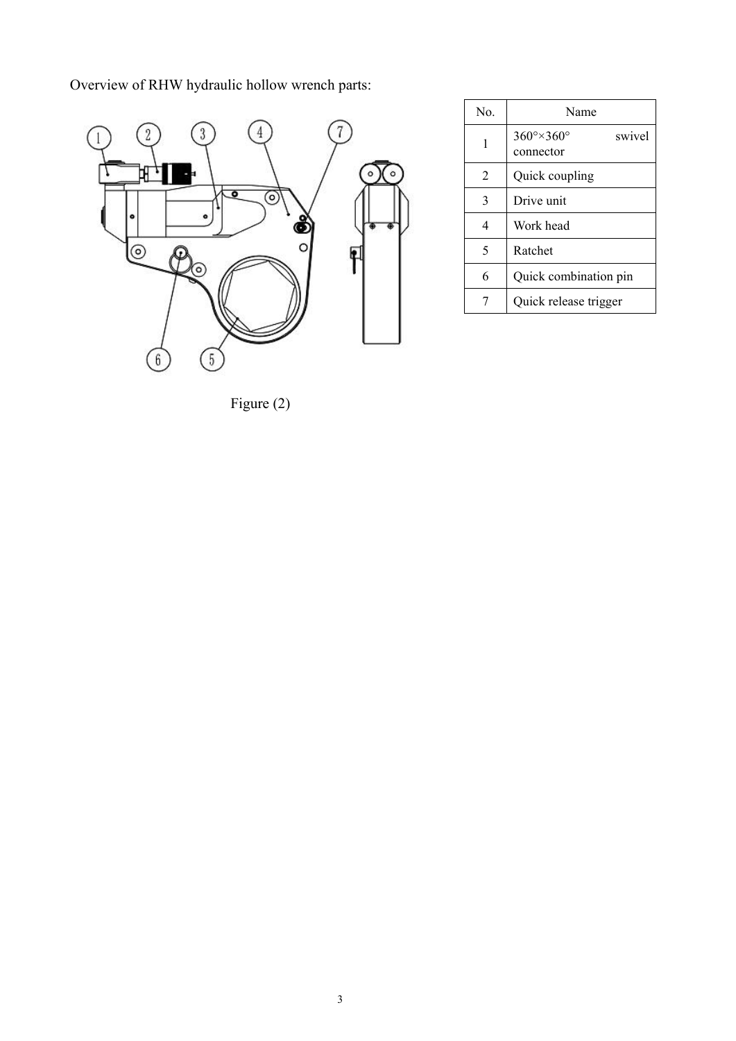Overview of RHW hydraulic hollow wrench parts:

| No. | Name |
|---|---|
| 1 | 360°×360° swivel connector |
| 2 | Quick coupling |
| 3 | Drive unit |
| 4 | Work head |
| 5 | Ratchet |
| 6 | Quick combination pin |
| 7 | Quick release trigger |

Figure (2)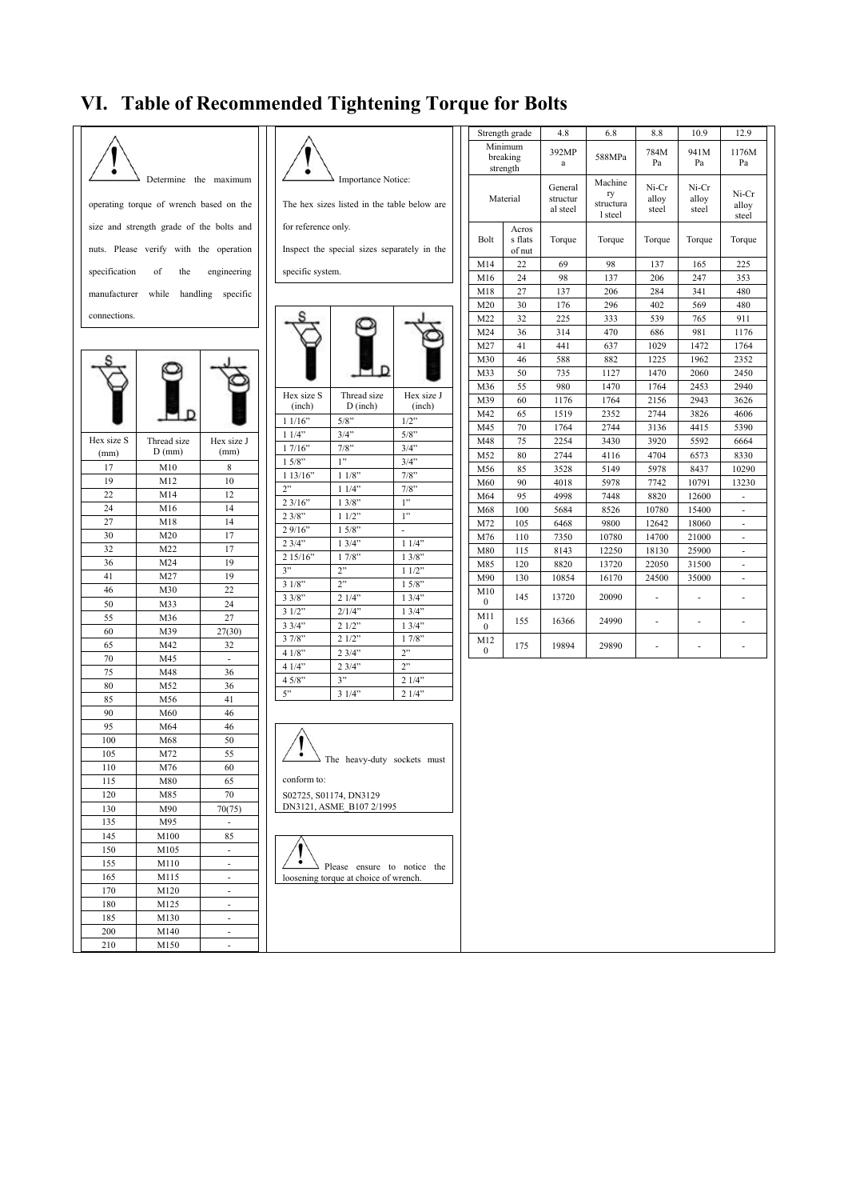# VI. Table of Recommended Tightening Torque for Bolts

Determine the maximum operating torque of wrench based on the size and strength grade of the bolts and nuts. Please verify with the operation specification of the engineering manufacturer while handling specific connections.

| Hex size S (mm) | Thread size D (mm) | Hex size J (mm) |
|---|---|---|
| 17 | M10 | 8 |
| 19 | M12 | 10 |
| 22 | M14 | 12 |
| 24 | M16 | 14 |
| 27 | M18 | 14 |
| 30 | M20 | 17 |
| 32 | M22 | 17 |
| 36 | M24 | 19 |
| 41 | M27 | 19 |
| 46 | M30 | 22 |
| 50 | M33 | 24 |
| 55 | M36 | 27 |
| 60 | M39 | 27(30) |
| 65 | M42 | 32 |
| 70 | M45 | - |
| 75 | M48 | 36 |
| 80 | M52 | 36 |
| 85 | M56 | 41 |
| 90 | M60 | 46 |
| 95 | M64 | 46 |
| 100 | M68 | 50 |
| 105 | M72 | 55 |
| 110 | M76 | 60 |
| 115 | M80 | 65 |
| 120 | M85 | 70 |
| 130 | M90 | 70(75) |
| 135 | M95 | - |
| 145 | M100 | 85 |
| 150 | M105 | - |
| 155 | M110 | - |
| 165 | M115 | - |
| 170 | M120 | - |
| 180 | M125 | - |
| 185 | M130 | - |
| 200 | M140 | - |
| 210 | M150 | - |

Importance Notice:

The hex sizes listed in the table below are for reference only.

Inspect the special sizes separately in the specific system.

| Hex size S (inch) | Thread size D (inch) | Hex size J (inch) |
|---|---|---|
| 1 1/16" | 5/8" | 1/2" |
| 1 1/4" | 3/4" | 5/8" |
| 1 7/16" | 7/8" | 3/4" |
| 1 5/8" | 1" | 3/4" |
| 1 13/16" | 1 1/8" | 7/8" |
| 2" | 1 1/4" | 7/8" |
| 2 3/16" | 1 3/8" | 1" |
| 2 3/8" | 1 1/2" | 1" |
| 2 9/16" | 1 5/8" | - |
| 2 3/4" | 1 3/4" | 1 1/4" |
| 2 15/16" | 1 7/8" | 1 3/8" |
| 3" | 2" | 1 1/2" |
| 3 1/8" | 2" | 1 5/8" |
| 3 3/8" | 2 1/4" | 1 3/4" |
| 3 1/2" | 2/1/4" | 1 3/4" |
| 3 3/4" | 2 1/2" | 1 3/4" |
| 3 7/8" | 2 1/2" | 1 7/8" |
| 4 1/8" | 2 3/4" | 2" |
| 4 1/4" | 2 3/4" | 2" |
| 4 5/8" | 3" | 2 1/4" |
| 5" | 3 1/4" | 2 1/4" |

The heavy-duty sockets must conform to:

S02725, S01174, DN3129
DN3121, ASME_B107 2/1995

Please ensure to notice the loosening torque at choice of wrench.

| Strength grade | | 4.8 | 6.8 | 8.8 | 10.9 | 12.9 |
|---|---|---|---|---|---|---|
| Minimum breaking strength | | 392MPa | 588MPa | 784MPa | 941MPa | 1176MPa |
| Material | | General structural steel | Machinery structural steel | Ni-Cr alloy steel | Ni-Cr alloy steel | Ni-Cr alloy steel |
| Bolt | Across flats of nut | Torque | Torque | Torque | Torque | Torque |
| M14 | 22 | 69 | 98 | 137 | 165 | 225 |
| M16 | 24 | 98 | 137 | 206 | 247 | 353 |
| M18 | 27 | 137 | 206 | 284 | 341 | 480 |
| M20 | 30 | 176 | 296 | 402 | 569 | 480 |
| M22 | 32 | 225 | 333 | 539 | 765 | 911 |
| M24 | 36 | 314 | 470 | 686 | 981 | 1176 |
| M27 | 41 | 441 | 637 | 1029 | 1472 | 1764 |
| M30 | 46 | 588 | 882 | 1225 | 1962 | 2352 |
| M33 | 50 | 735 | 1127 | 1470 | 2060 | 2450 |
| M36 | 55 | 980 | 1470 | 1764 | 2453 | 2940 |
| M39 | 60 | 1176 | 1764 | 2156 | 2943 | 3626 |
| M42 | 65 | 1519 | 2352 | 2744 | 3826 | 4606 |
| M45 | 70 | 1764 | 2744 | 3136 | 4415 | 5390 |
| M48 | 75 | 2254 | 3430 | 3920 | 5592 | 6664 |
| M52 | 80 | 2744 | 4116 | 4704 | 6573 | 8330 |
| M56 | 85 | 3528 | 5149 | 5978 | 8437 | 10290 |
| M60 | 90 | 4018 | 5978 | 7742 | 10791 | 13230 |
| M64 | 95 | 4998 | 7448 | 8820 | 12600 | - |
| M68 | 100 | 5684 | 8526 | 10780 | 15400 | - |
| M72 | 105 | 6468 | 9800 | 12642 | 18060 | - |
| M76 | 110 | 7350 | 10780 | 14700 | 21000 | - |
| M80 | 115 | 8143 | 12250 | 18130 | 25900 | - |
| M85 | 120 | 8820 | 13720 | 22050 | 31500 | - |
| M90 | 130 | 10854 | 16170 | 24500 | 35000 | - |
| M100 | 145 | 13720 | 20090 | - | - | - |
| M110 | 155 | 16366 | 24990 | - | - | - |
| M120 | 175 | 19894 | 29890 | - | - | - |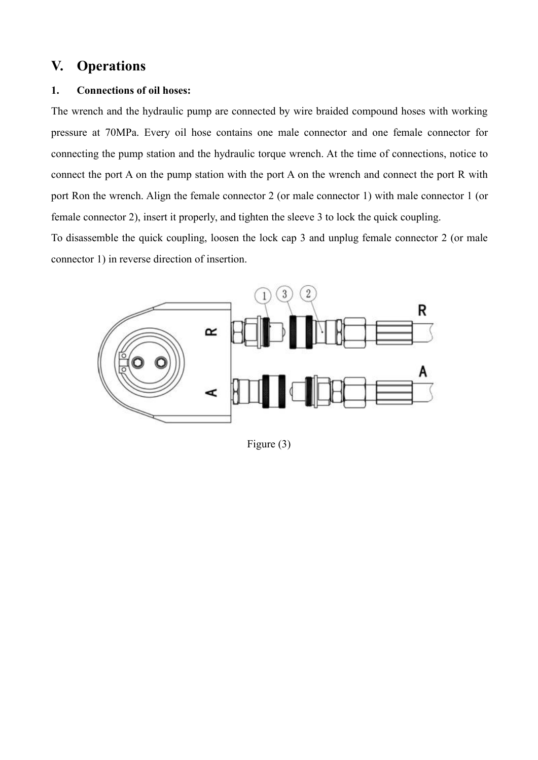# V. Operations

## 1. Connections of oil hoses:

The wrench and the hydraulic pump are connected by wire braided compound hoses with working pressure at 70MPa. Every oil hose contains one male connector and one female connector for connecting the pump station and the hydraulic torque wrench. At the time of connections, notice to connect the port A on the pump station with the port A on the wrench and connect the port R with port Ron the wrench. Align the female connector 2 (or male connector 1) with male connector 1 (or female connector 2), insert it properly, and tighten the sleeve 3 to lock the quick coupling.

To disassemble the quick coupling, loosen the lock cap 3 and unplug female connector 2 (or male connector 1) in reverse direction of insertion.

Figure (3)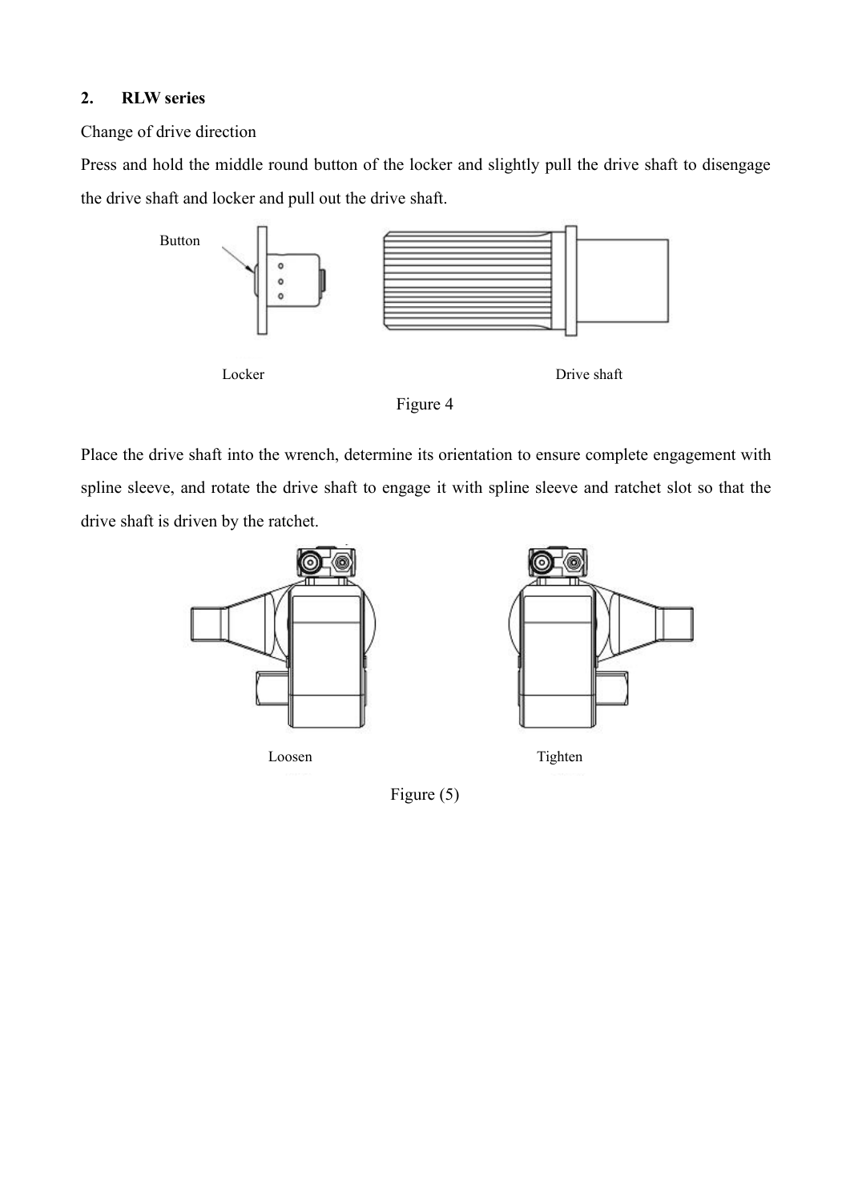## 2. RLW series

Change of drive direction

Press and hold the middle round button of the locker and slightly pull the drive shaft to disengage the drive shaft and locker and pull out the drive shaft.

Button

Locker

Drive shaft

Figure 4

Place the drive shaft into the wrench, determine its orientation to ensure complete engagement with spline sleeve, and rotate the drive shaft to engage it with spline sleeve and ratchet slot so that the drive shaft is driven by the ratchet.

Loosen

Tighten

Figure (5)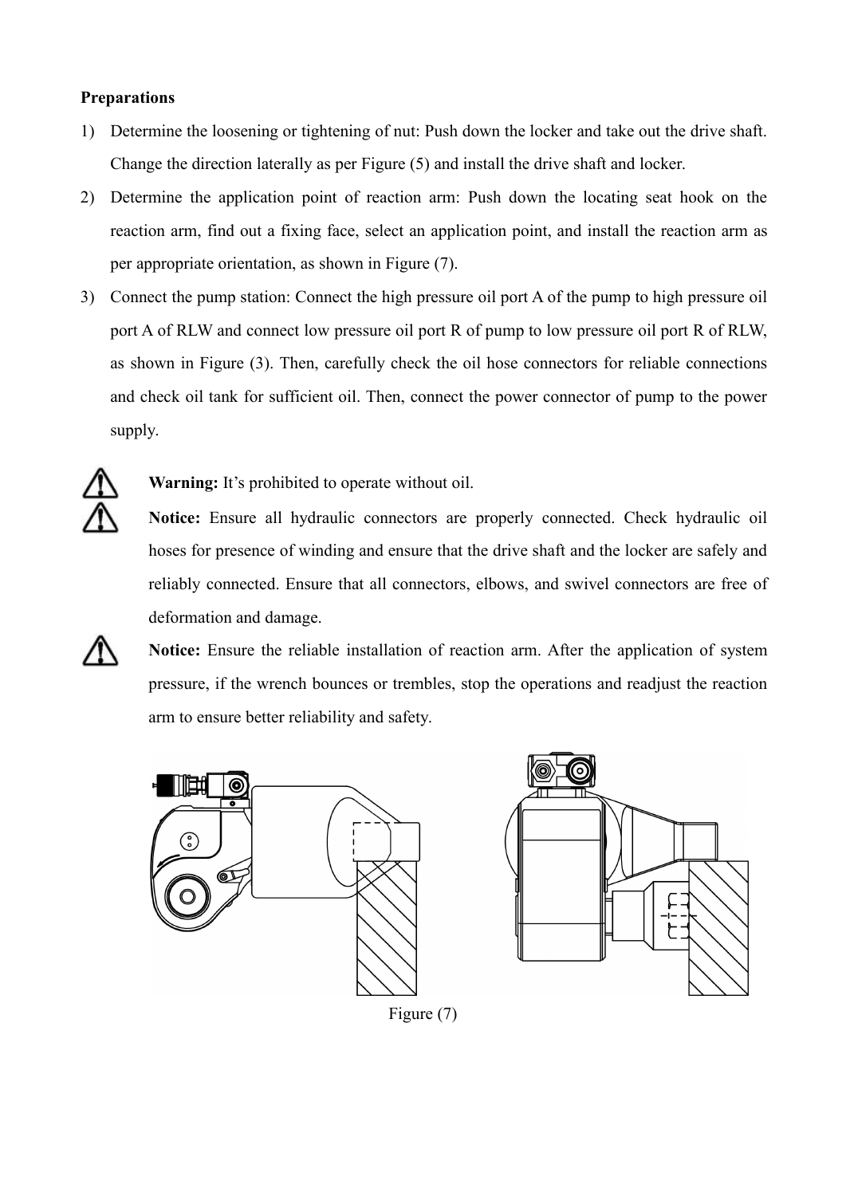**Preparations**

1) Determine the loosening or tightening of nut: Push down the locker and take out the drive shaft. Change the direction laterally as per Figure (5) and install the drive shaft and locker.
2) Determine the application point of reaction arm: Push down the locating seat hook on the reaction arm, find out a fixing face, select an application point, and install the reaction arm as per appropriate orientation, as shown in Figure (7).
3) Connect the pump station: Connect the high pressure oil port A of the pump to high pressure oil port A of RLW and connect low pressure oil port R of pump to low pressure oil port R of RLW, as shown in Figure (3). Then, carefully check the oil hose connectors for reliable connections and check oil tank for sufficient oil. Then, connect the power connector of pump to the power supply.

⚠ **Warning:** It's prohibited to operate without oil.

⚠ **Notice:** Ensure all hydraulic connectors are properly connected. Check hydraulic oil hoses for presence of winding and ensure that the drive shaft and the locker are safely and reliably connected. Ensure that all connectors, elbows, and swivel connectors are free of deformation and damage.

⚠ **Notice:** Ensure the reliable installation of reaction arm. After the application of system pressure, if the wrench bounces or trembles, stop the operations and readjust the reaction arm to ensure better reliability and safety.

Figure (7)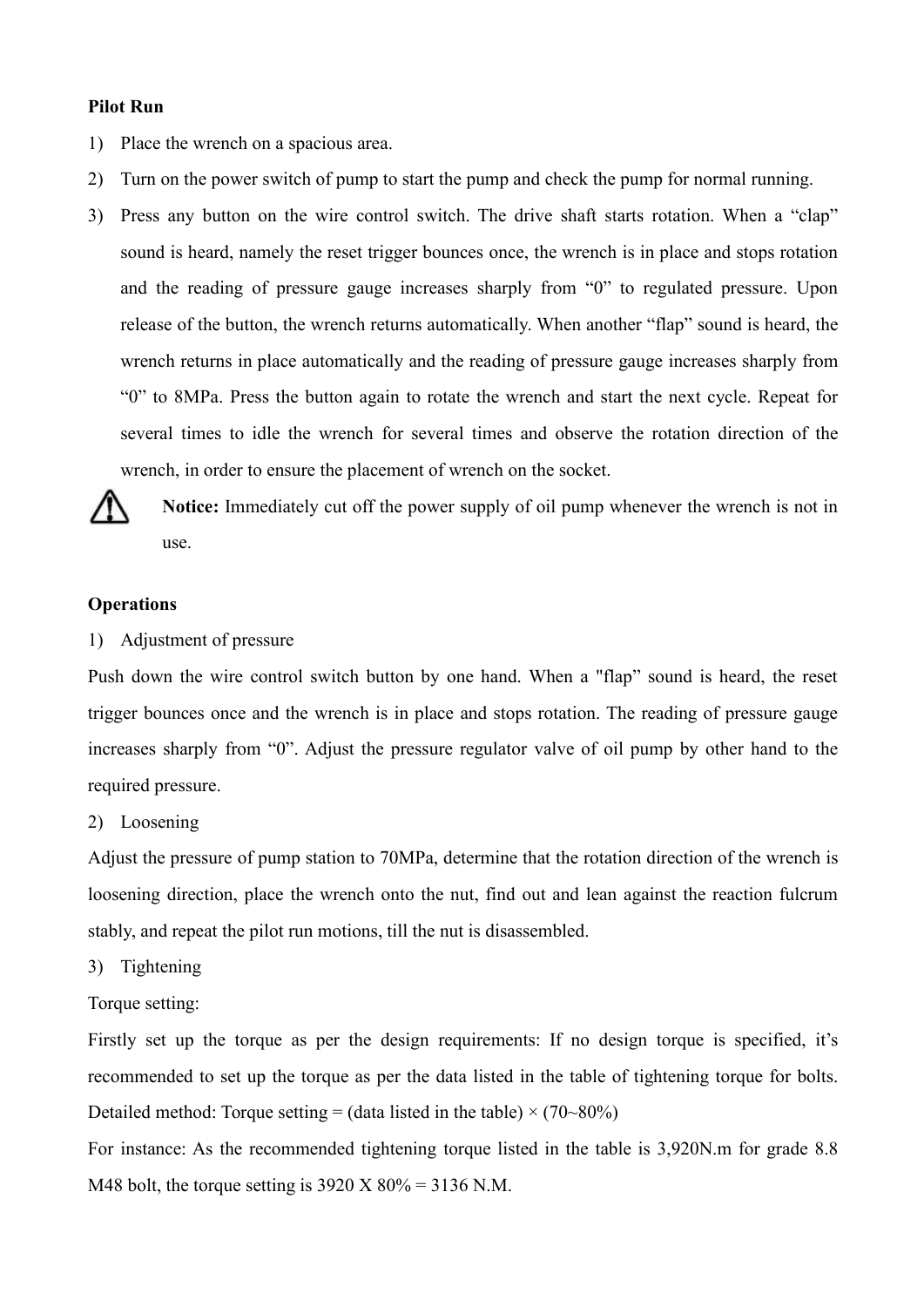**Pilot Run**

1) Place the wrench on a spacious area.
2) Turn on the power switch of pump to start the pump and check the pump for normal running.
3) Press any button on the wire control switch. The drive shaft starts rotation. When a "clap" sound is heard, namely the reset trigger bounces once, the wrench is in place and stops rotation and the reading of pressure gauge increases sharply from "0" to regulated pressure. Upon release of the button, the wrench returns automatically. When another "flap" sound is heard, the wrench returns in place automatically and the reading of pressure gauge increases sharply from "0" to 8MPa. Press the button again to rotate the wrench and start the next cycle. Repeat for several times to idle the wrench for several times and observe the rotation direction of the wrench, in order to ensure the placement of wrench on the socket.

⚠ **Notice:** Immediately cut off the power supply of oil pump whenever the wrench is not in use.

**Operations**

1) Adjustment of pressure

Push down the wire control switch button by one hand. When a "flap" sound is heard, the reset trigger bounces once and the wrench is in place and stops rotation. The reading of pressure gauge increases sharply from "0". Adjust the pressure regulator valve of oil pump by other hand to the required pressure.

2) Loosening

Adjust the pressure of pump station to 70MPa, determine that the rotation direction of the wrench is loosening direction, place the wrench onto the nut, find out and lean against the reaction fulcrum stably, and repeat the pilot run motions, till the nut is disassembled.

3) Tightening

Torque setting:

Firstly set up the torque as per the design requirements: If no design torque is specified, it's recommended to set up the torque as per the data listed in the table of tightening torque for bolts. Detailed method: Torque setting = (data listed in the table) × (70~80%)

For instance: As the recommended tightening torque listed in the table is 3,920N.m for grade 8.8 M48 bolt, the torque setting is 3920 X 80% = 3136 N.M.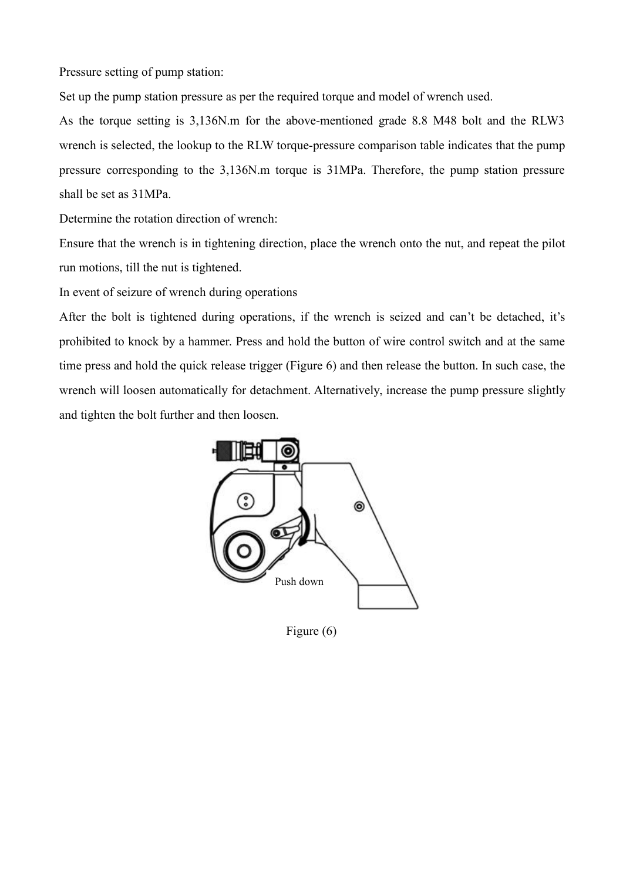Pressure setting of pump station:

Set up the pump station pressure as per the required torque and model of wrench used.

As the torque setting is 3,136N.m for the above-mentioned grade 8.8 M48 bolt and the RLW3 wrench is selected, the lookup to the RLW torque-pressure comparison table indicates that the pump pressure corresponding to the 3,136N.m torque is 31MPa. Therefore, the pump station pressure shall be set as 31MPa.

Determine the rotation direction of wrench:

Ensure that the wrench is in tightening direction, place the wrench onto the nut, and repeat the pilot run motions, till the nut is tightened.

In event of seizure of wrench during operations

After the bolt is tightened during operations, if the wrench is seized and can't be detached, it's prohibited to knock by a hammer. Press and hold the button of wire control switch and at the same time press and hold the quick release trigger (Figure 6) and then release the button. In such case, the wrench will loosen automatically for detachment. Alternatively, increase the pump pressure slightly and tighten the bolt further and then loosen.

Push down

Figure (6)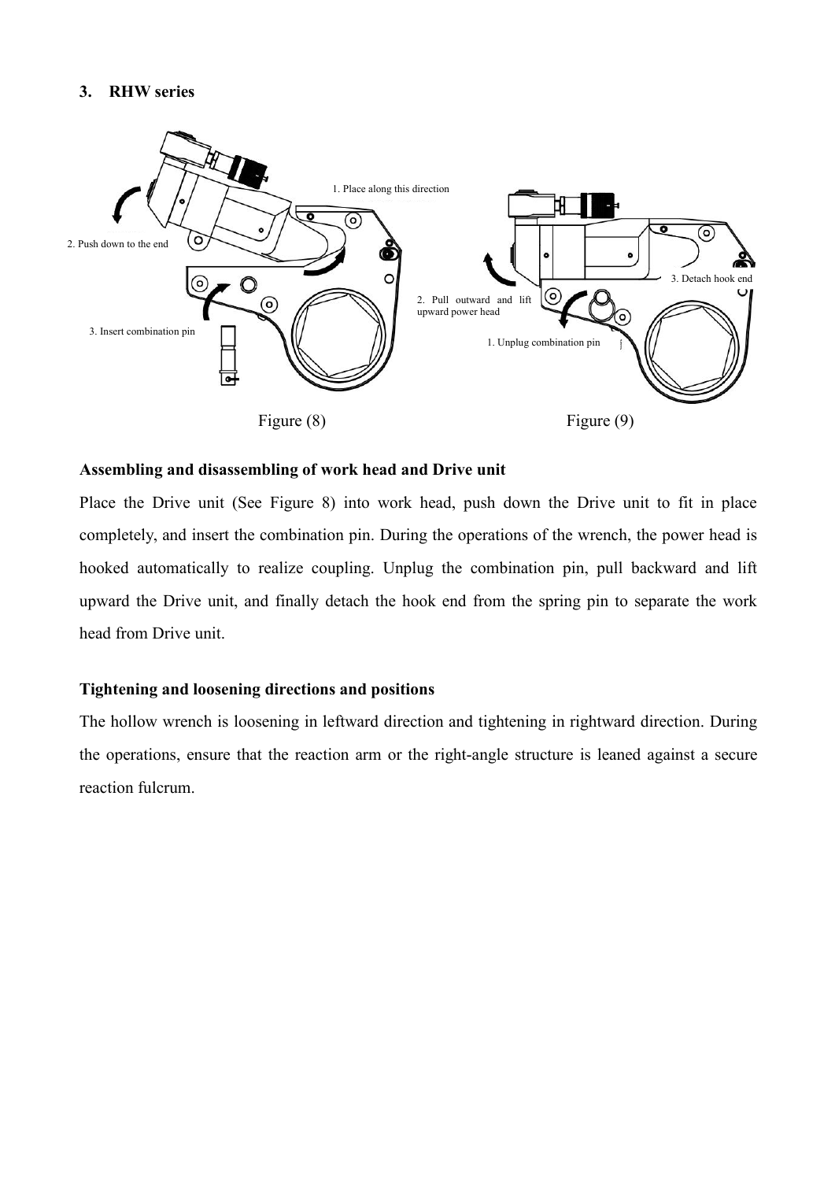### 3. RHW series

1. Place along this direction

2. Push down to the end

3. Insert combination pin

Figure (8)

3. Detach hook end

2. Pull outward and lift upward power head

1. Unplug combination pin

Figure (9)

**Assembling and disassembling of work head and Drive unit**

Place the Drive unit (See Figure 8) into work head, push down the Drive unit to fit in place completely, and insert the combination pin. During the operations of the wrench, the power head is hooked automatically to realize coupling. Unplug the combination pin, pull backward and lift upward the Drive unit, and finally detach the hook end from the spring pin to separate the work head from Drive unit.

**Tightening and loosening directions and positions**

The hollow wrench is loosening in leftward direction and tightening in rightward direction. During the operations, ensure that the reaction arm or the right-angle structure is leaned against a secure reaction fulcrum.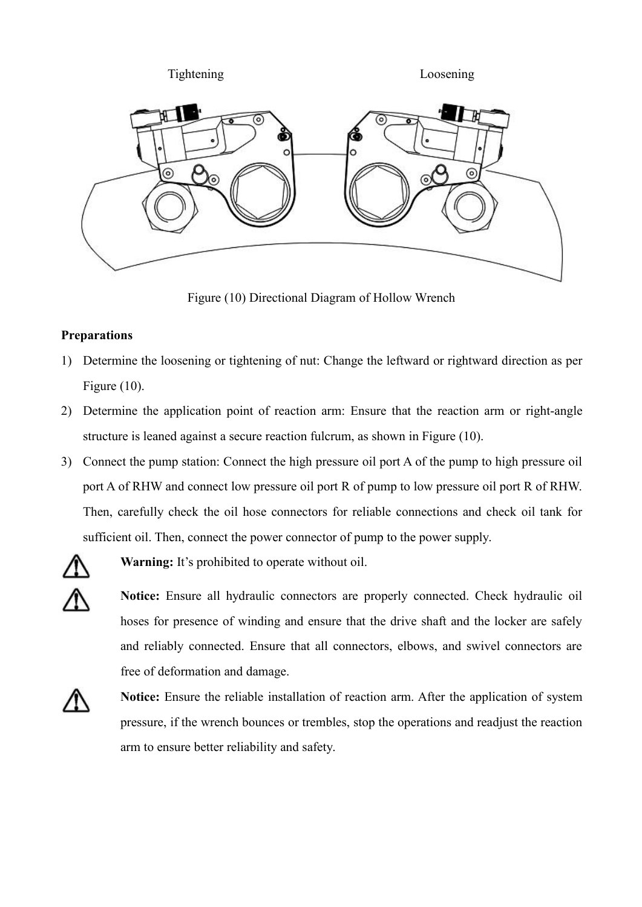Tightening Loosening

Figure (10) Directional Diagram of Hollow Wrench

**Preparations**

1) Determine the loosening or tightening of nut: Change the leftward or rightward direction as per Figure (10).
2) Determine the application point of reaction arm: Ensure that the reaction arm or right-angle structure is leaned against a secure reaction fulcrum, as shown in Figure (10).
3) Connect the pump station: Connect the high pressure oil port A of the pump to high pressure oil port A of RHW and connect low pressure oil port R of pump to low pressure oil port R of RHW. Then, carefully check the oil hose connectors for reliable connections and check oil tank for sufficient oil. Then, connect the power connector of pump to the power supply.

**Warning:** It's prohibited to operate without oil.

**Notice:** Ensure all hydraulic connectors are properly connected. Check hydraulic oil hoses for presence of winding and ensure that the drive shaft and the locker are safely and reliably connected. Ensure that all connectors, elbows, and swivel connectors are free of deformation and damage.

**Notice:** Ensure the reliable installation of reaction arm. After the application of system pressure, if the wrench bounces or trembles, stop the operations and readjust the reaction arm to ensure better reliability and safety.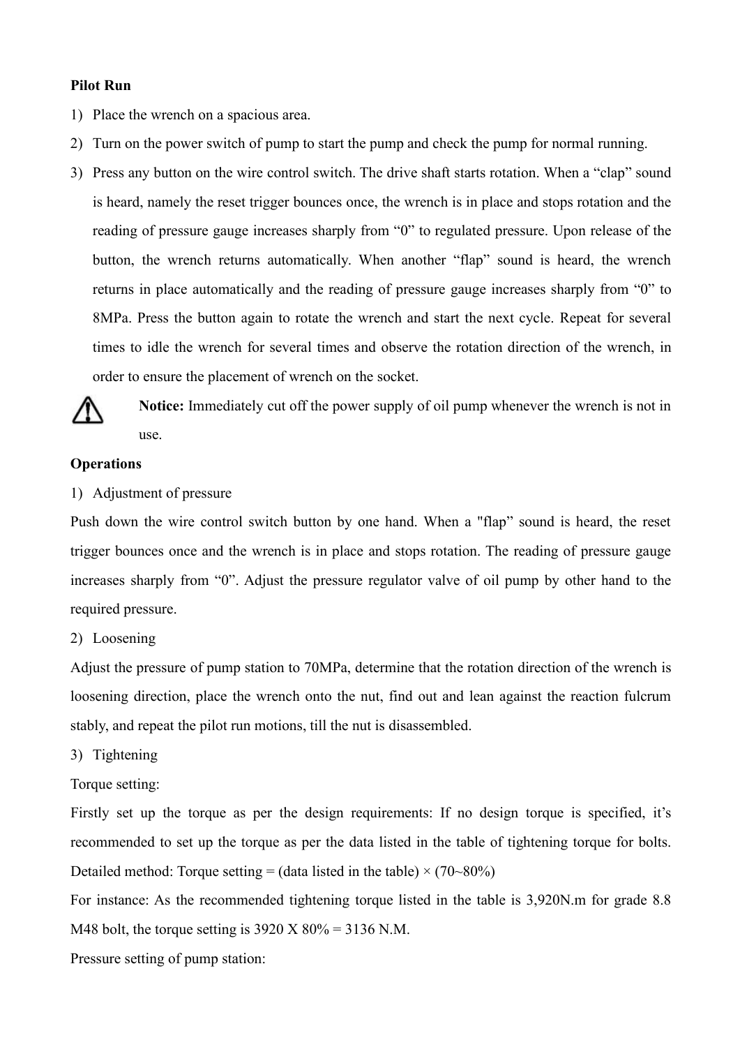**Pilot Run**

1) Place the wrench on a spacious area.
2) Turn on the power switch of pump to start the pump and check the pump for normal running.
3) Press any button on the wire control switch. The drive shaft starts rotation. When a "clap" sound is heard, namely the reset trigger bounces once, the wrench is in place and stops rotation and the reading of pressure gauge increases sharply from "0" to regulated pressure. Upon release of the button, the wrench returns automatically. When another "flap" sound is heard, the wrench returns in place automatically and the reading of pressure gauge increases sharply from "0" to 8MPa. Press the button again to rotate the wrench and start the next cycle. Repeat for several times to idle the wrench for several times and observe the rotation direction of the wrench, in order to ensure the placement of wrench on the socket.

⚠ **Notice:** Immediately cut off the power supply of oil pump whenever the wrench is not in use.

**Operations**

1) Adjustment of pressure

Push down the wire control switch button by one hand. When a "flap" sound is heard, the reset trigger bounces once and the wrench is in place and stops rotation. The reading of pressure gauge increases sharply from "0". Adjust the pressure regulator valve of oil pump by other hand to the required pressure.

2) Loosening

Adjust the pressure of pump station to 70MPa, determine that the rotation direction of the wrench is loosening direction, place the wrench onto the nut, find out and lean against the reaction fulcrum stably, and repeat the pilot run motions, till the nut is disassembled.

3) Tightening

Torque setting:

Firstly set up the torque as per the design requirements: If no design torque is specified, it's recommended to set up the torque as per the data listed in the table of tightening torque for bolts. Detailed method: Torque setting = (data listed in the table) × (70~80%)

For instance: As the recommended tightening torque listed in the table is 3,920N.m for grade 8.8 M48 bolt, the torque setting is 3920 X 80% = 3136 N.M.

Pressure setting of pump station: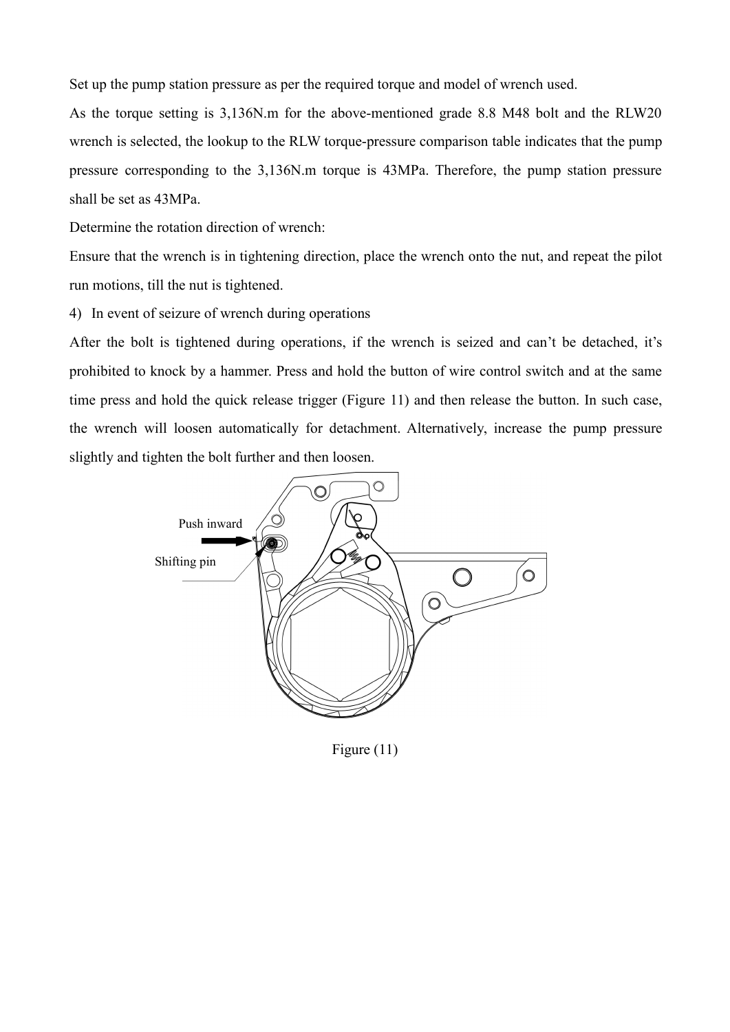Set up the pump station pressure as per the required torque and model of wrench used.

As the torque setting is 3,136N.m for the above-mentioned grade 8.8 M48 bolt and the RLW20 wrench is selected, the lookup to the RLW torque-pressure comparison table indicates that the pump pressure corresponding to the 3,136N.m torque is 43MPa. Therefore, the pump station pressure shall be set as 43MPa.

Determine the rotation direction of wrench:

Ensure that the wrench is in tightening direction, place the wrench onto the nut, and repeat the pilot run motions, till the nut is tightened.

4) In event of seizure of wrench during operations

After the bolt is tightened during operations, if the wrench is seized and can't be detached, it's prohibited to knock by a hammer. Press and hold the button of wire control switch and at the same time press and hold the quick release trigger (Figure 11) and then release the button. In such case, the wrench will loosen automatically for detachment. Alternatively, increase the pump pressure slightly and tighten the bolt further and then loosen.

Push inward

Shifting pin

Figure (11)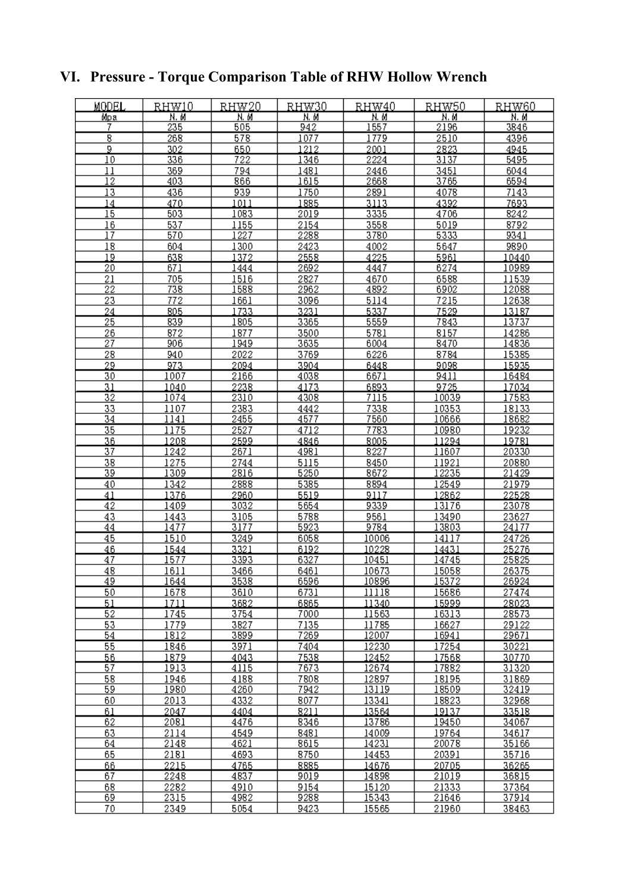## VI. Pressure - Torque Comparison Table of RHW Hollow Wrench

| MODEL | RHW10 | RHW20 | RHW30 | RHW40 | RHW50 | RHW60 |
|---|---|---|---|---|---|---|
| Mpa | N.M | N.M | N.M | N.M | N.M | N.M |
| 7 | 235 | 505 | 942 | 1557 | 2196 | 3846 |
| 8 | 268 | 578 | 1077 | 1779 | 2510 | 4396 |
| 9 | 302 | 650 | 1212 | 2001 | 2823 | 4945 |
| 10 | 336 | 722 | 1346 | 2224 | 3137 | 5495 |
| 11 | 369 | 794 | 1481 | 2446 | 3451 | 6044 |
| 12 | 403 | 866 | 1615 | 2668 | 3765 | 6594 |
| 13 | 436 | 939 | 1750 | 2891 | 4078 | 7143 |
| 14 | 470 | 1011 | 1885 | 3113 | 4392 | 7693 |
| 15 | 503 | 1083 | 2019 | 3335 | 4706 | 8242 |
| 16 | 537 | 1155 | 2154 | 3558 | 5019 | 8792 |
| 17 | 570 | 1227 | 2288 | 3780 | 5333 | 9341 |
| 18 | 604 | 1300 | 2423 | 4002 | 5647 | 9890 |
| 19 | 638 | 1372 | 2558 | 4225 | 5961 | 10440 |
| 20 | 671 | 1444 | 2692 | 4447 | 6274 | 10989 |
| 21 | 705 | 1516 | 2827 | 4670 | 6588 | 11539 |
| 22 | 738 | 1588 | 2962 | 4892 | 6902 | 12088 |
| 23 | 772 | 1661 | 3096 | 5114 | 7215 | 12638 |
| 24 | 805 | 1733 | 3231 | 5337 | 7529 | 13187 |
| 25 | 839 | 1805 | 3365 | 5559 | 7843 | 13737 |
| 26 | 872 | 1877 | 3500 | 5781 | 8157 | 14286 |
| 27 | 906 | 1949 | 3635 | 6004 | 8470 | 14836 |
| 28 | 940 | 2022 | 3769 | 6226 | 8784 | 15385 |
| 29 | 973 | 2094 | 3904 | 6448 | 9098 | 15935 |
| 30 | 1007 | 2166 | 4038 | 6671 | 9411 | 16484 |
| 31 | 1040 | 2238 | 4173 | 6893 | 9725 | 17034 |
| 32 | 1074 | 2310 | 4308 | 7115 | 10039 | 17583 |
| 33 | 1107 | 2383 | 4442 | 7338 | 10353 | 18133 |
| 34 | 1141 | 2455 | 4577 | 7560 | 10666 | 18682 |
| 35 | 1175 | 2527 | 4712 | 7783 | 10980 | 19232 |
| 36 | 1208 | 2599 | 4846 | 8005 | 11294 | 19781 |
| 37 | 1242 | 2671 | 4981 | 8227 | 11607 | 20330 |
| 38 | 1275 | 2744 | 5115 | 8450 | 11921 | 20880 |
| 39 | 1309 | 2816 | 5250 | 8672 | 12235 | 21429 |
| 40 | 1342 | 2888 | 5385 | 8894 | 12549 | 21979 |
| 41 | 1376 | 2960 | 5519 | 9117 | 12862 | 22528 |
| 42 | 1409 | 3032 | 5654 | 9339 | 13176 | 23078 |
| 43 | 1443 | 3105 | 5788 | 9561 | 13490 | 23627 |
| 44 | 1477 | 3177 | 5923 | 9784 | 13803 | 24177 |
| 45 | 1510 | 3249 | 6058 | 10006 | 14117 | 24726 |
| 46 | 1544 | 3321 | 6192 | 10228 | 14431 | 25276 |
| 47 | 1577 | 3393 | 6327 | 10451 | 14745 | 25825 |
| 48 | 1611 | 3466 | 6461 | 10673 | 15058 | 26375 |
| 49 | 1644 | 3538 | 6596 | 10896 | 15372 | 26924 |
| 50 | 1678 | 3610 | 6731 | 11118 | 15686 | 27474 |
| 51 | 1711 | 3682 | 6865 | 11340 | 15999 | 28023 |
| 52 | 1745 | 3754 | 7000 | 11563 | 16313 | 28573 |
| 53 | 1779 | 3827 | 7135 | 11785 | 16627 | 29122 |
| 54 | 1812 | 3899 | 7269 | 12007 | 16941 | 29671 |
| 55 | 1846 | 3971 | 7404 | 12230 | 17254 | 30221 |
| 56 | 1879 | 4043 | 7538 | 12452 | 17568 | 30770 |
| 57 | 1913 | 4115 | 7673 | 12674 | 17882 | 31320 |
| 58 | 1946 | 4188 | 7808 | 12897 | 18195 | 31869 |
| 59 | 1980 | 4260 | 7942 | 13119 | 18509 | 32419 |
| 60 | 2013 | 4332 | 8077 | 13341 | 18823 | 32968 |
| 61 | 2047 | 4404 | 8211 | 13564 | 19137 | 33518 |
| 62 | 2081 | 4476 | 8346 | 13786 | 19450 | 34067 |
| 63 | 2114 | 4549 | 8481 | 14009 | 19764 | 34617 |
| 64 | 2148 | 4621 | 8615 | 14231 | 20078 | 35166 |
| 65 | 2181 | 4693 | 8750 | 14453 | 20391 | 35716 |
| 66 | 2215 | 4765 | 8885 | 14676 | 20705 | 36265 |
| 67 | 2248 | 4837 | 9019 | 14898 | 21019 | 36815 |
| 68 | 2282 | 4910 | 9154 | 15120 | 21333 | 37364 |
| 69 | 2315 | 4982 | 9288 | 15343 | 21646 | 37914 |
| 70 | 2349 | 5054 | 9423 | 15565 | 21960 | 38463 |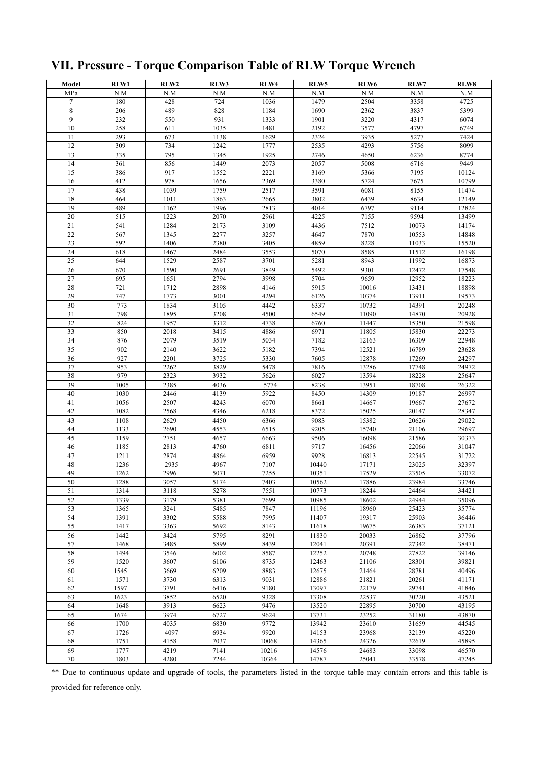## VII. Pressure - Torque Comparison Table of RLW Torque Wrench

| Model | RLW1 | RLW2 | RLW3 | RLW4 | RLW5 | RLW6 | RLW7 | RLW8 |
|---|---|---|---|---|---|---|---|---|
| MPa | N.M | N.M | N.M | N.M | N.M | N.M | N.M | N.M |
| 7 | 180 | 428 | 724 | 1036 | 1479 | 2504 | 3358 | 4725 |
| 8 | 206 | 489 | 828 | 1184 | 1690 | 2362 | 3837 | 5399 |
| 9 | 232 | 550 | 931 | 1333 | 1901 | 3220 | 4317 | 6074 |
| 10 | 258 | 611 | 1035 | 1481 | 2192 | 3577 | 4797 | 6749 |
| 11 | 293 | 673 | 1138 | 1629 | 2324 | 3935 | 5277 | 7424 |
| 12 | 309 | 734 | 1242 | 1777 | 2535 | 4293 | 5756 | 8099 |
| 13 | 335 | 795 | 1345 | 1925 | 2746 | 4650 | 6236 | 8774 |
| 14 | 361 | 856 | 1449 | 2073 | 2057 | 5008 | 6716 | 9449 |
| 15 | 386 | 917 | 1552 | 2221 | 3169 | 5366 | 7195 | 10124 |
| 16 | 412 | 978 | 1656 | 2369 | 3380 | 5724 | 7675 | 10799 |
| 17 | 438 | 1039 | 1759 | 2517 | 3591 | 6081 | 8155 | 11474 |
| 18 | 464 | 1011 | 1863 | 2665 | 3802 | 6439 | 8634 | 12149 |
| 19 | 489 | 1162 | 1996 | 2813 | 4014 | 6797 | 9114 | 12824 |
| 20 | 515 | 1223 | 2070 | 2961 | 4225 | 7155 | 9594 | 13499 |
| 21 | 541 | 1284 | 2173 | 3109 | 4436 | 7512 | 10073 | 14174 |
| 22 | 567 | 1345 | 2277 | 3257 | 4647 | 7870 | 10553 | 14848 |
| 23 | 592 | 1406 | 2380 | 3405 | 4859 | 8228 | 11033 | 15520 |
| 24 | 618 | 1467 | 2484 | 3553 | 5070 | 8585 | 11512 | 16198 |
| 25 | 644 | 1529 | 2587 | 3701 | 5281 | 8943 | 11992 | 16873 |
| 26 | 670 | 1590 | 2691 | 3849 | 5492 | 9301 | 12472 | 17548 |
| 27 | 695 | 1651 | 2794 | 3998 | 5704 | 9659 | 12952 | 18223 |
| 28 | 721 | 1712 | 2898 | 4146 | 5915 | 10016 | 13431 | 18898 |
| 29 | 747 | 1773 | 3001 | 4294 | 6126 | 10374 | 13911 | 19573 |
| 30 | 773 | 1834 | 3105 | 4442 | 6337 | 10732 | 14391 | 20248 |
| 31 | 798 | 1895 | 3208 | 4500 | 6549 | 11090 | 14870 | 20928 |
| 32 | 824 | 1957 | 3312 | 4738 | 6760 | 11447 | 15350 | 21598 |
| 33 | 850 | 2018 | 3415 | 4886 | 6971 | 11805 | 15830 | 22273 |
| 34 | 876 | 2079 | 3519 | 5034 | 7182 | 12163 | 16309 | 22948 |
| 35 | 902 | 2140 | 3622 | 5182 | 7394 | 12521 | 16789 | 23628 |
| 36 | 927 | 2201 | 3725 | 5330 | 7605 | 12878 | 17269 | 24297 |
| 37 | 953 | 2262 | 3829 | 5478 | 7816 | 13286 | 17748 | 24972 |
| 38 | 979 | 2323 | 3932 | 5626 | 6027 | 13594 | 18228 | 25647 |
| 39 | 1005 | 2385 | 4036 | 5774 | 8238 | 13951 | 18708 | 26322 |
| 40 | 1030 | 2446 | 4139 | 5922 | 8450 | 14309 | 19187 | 26997 |
| 41 | 1056 | 2507 | 4243 | 6070 | 8661 | 14667 | 19667 | 27672 |
| 42 | 1082 | 2568 | 4346 | 6218 | 8372 | 15025 | 20147 | 28347 |
| 43 | 1108 | 2629 | 4450 | 6366 | 9083 | 15382 | 20626 | 29022 |
| 44 | 1133 | 2690 | 4553 | 6515 | 9205 | 15740 | 21106 | 29697 |
| 45 | 1159 | 2751 | 4657 | 6663 | 9506 | 16098 | 21586 | 30373 |
| 46 | 1185 | 2813 | 4760 | 6811 | 9717 | 16456 | 22066 | 31047 |
| 47 | 1211 | 2874 | 4864 | 6959 | 9928 | 16813 | 22545 | 31722 |
| 48 | 1236 | 2935 | 4967 | 7107 | 10440 | 17171 | 23025 | 32397 |
| 49 | 1262 | 2996 | 5071 | 7255 | 10351 | 17529 | 23505 | 33072 |
| 50 | 1288 | 3057 | 5174 | 7403 | 10562 | 17886 | 23984 | 33746 |
| 51 | 1314 | 3118 | 5278 | 7551 | 10773 | 18244 | 24464 | 34421 |
| 52 | 1339 | 3179 | 5381 | 7699 | 10985 | 18602 | 24944 | 35096 |
| 53 | 1365 | 3241 | 5485 | 7847 | 11196 | 18960 | 25423 | 35774 |
| 54 | 1391 | 3302 | 5588 | 7995 | 11407 | 19317 | 25903 | 36446 |
| 55 | 1417 | 3363 | 5692 | 8143 | 11618 | 19675 | 26383 | 37121 |
| 56 | 1442 | 3424 | 5795 | 8291 | 11830 | 20033 | 26862 | 37796 |
| 57 | 1468 | 3485 | 5899 | 8439 | 12041 | 20391 | 27342 | 38471 |
| 58 | 1494 | 3546 | 6002 | 8587 | 12252 | 20748 | 27822 | 39146 |
| 59 | 1520 | 3607 | 6106 | 8735 | 12463 | 21106 | 28301 | 39821 |
| 60 | 1545 | 3669 | 6209 | 8883 | 12675 | 21464 | 28781 | 40496 |
| 61 | 1571 | 3730 | 6313 | 9031 | 12886 | 21821 | 20261 | 41171 |
| 62 | 1597 | 3791 | 6416 | 9180 | 13097 | 22179 | 29741 | 41846 |
| 63 | 1623 | 3852 | 6520 | 9328 | 13308 | 22537 | 30220 | 43521 |
| 64 | 1648 | 3913 | 6623 | 9476 | 13520 | 22895 | 30700 | 43195 |
| 65 | 1674 | 3974 | 6727 | 9624 | 13731 | 23252 | 31180 | 43870 |
| 66 | 1700 | 4035 | 6830 | 9772 | 13942 | 23610 | 31659 | 44545 |
| 67 | 1726 | 4097 | 6934 | 9920 | 14153 | 23968 | 32139 | 45220 |
| 68 | 1751 | 4158 | 7037 | 10068 | 14365 | 24326 | 32619 | 45895 |
| 69 | 1777 | 4219 | 7141 | 10216 | 14576 | 24683 | 33098 | 46570 |
| 70 | 1803 | 4280 | 7244 | 10364 | 14787 | 25041 | 33578 | 47245 |

** Due to continuous update and upgrade of tools, the parameters listed in the torque table may contain errors and this table is provided for reference only.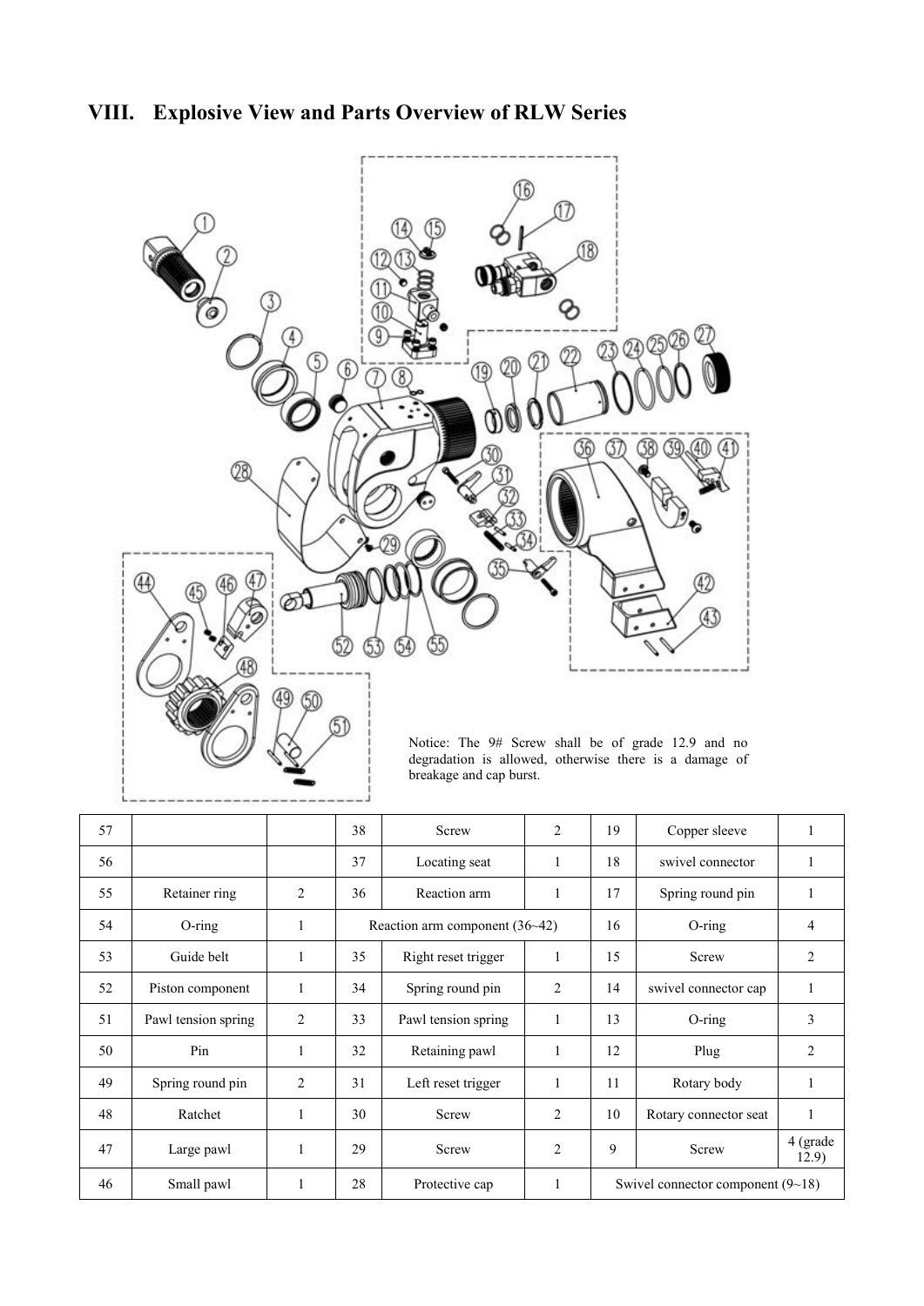## VIII. Explosive View and Parts Overview of RLW Series

Notice: The 9# Screw shall be of grade 12.9 and no degradation is allowed, otherwise there is a damage of breakage and cap burst.

| | | | | | | | | |
|---|---|---|---|---|---|---|---|---|
| 57 | | | 38 | Screw | 2 | 19 | Copper sleeve | 1 |
| 56 | | | 37 | Locating seat | 1 | 18 | swivel connector | 1 |
| 55 | Retainer ring | 2 | 36 | Reaction arm | 1 | 17 | Spring round pin | 1 |
| 54 | O-ring | 1 | Reaction arm component (36~42) | | | 16 | O-ring | 4 |
| 53 | Guide belt | 1 | 35 | Right reset trigger | 1 | 15 | Screw | 2 |
| 52 | Piston component | 1 | 34 | Spring round pin | 2 | 14 | swivel connector cap | 1 |
| 51 | Pawl tension spring | 2 | 33 | Pawl tension spring | 1 | 13 | O-ring | 3 |
| 50 | Pin | 1 | 32 | Retaining pawl | 1 | 12 | Plug | 2 |
| 49 | Spring round pin | 2 | 31 | Left reset trigger | 1 | 11 | Rotary body | 1 |
| 48 | Ratchet | 1 | 30 | Screw | 2 | 10 | Rotary connector seat | 1 |
| 47 | Large pawl | 1 | 29 | Screw | 2 | 9 | Screw | 4 (grade 12.9) |
| 46 | Small pawl | 1 | 28 | Protective cap | 1 | Swivel connector component (9~18) | | |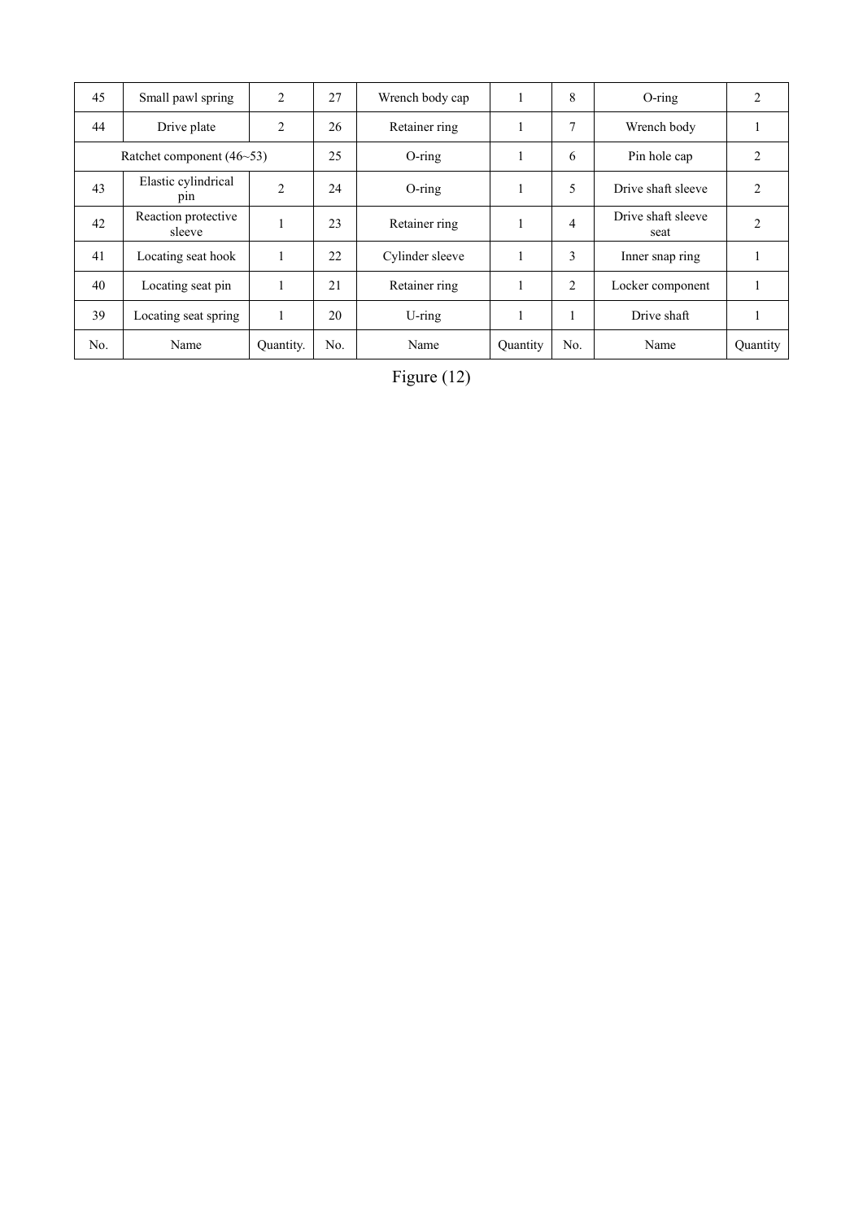| 45 | Small pawl spring | 2 | 27 | Wrench body cap | 1 | 8 | O-ring | 2 |
|---|---|---|---|---|---|---|---|---|
| 44 | Drive plate | 2 | 26 | Retainer ring | 1 | 7 | Wrench body | 1 |
| Ratchet component (46~53) | | | 25 | O-ring | 1 | 6 | Pin hole cap | 2 |
| 43 | Elastic cylindrical pin | 2 | 24 | O-ring | 1 | 5 | Drive shaft sleeve | 2 |
| 42 | Reaction protective sleeve | 1 | 23 | Retainer ring | 1 | 4 | Drive shaft sleeve seat | 2 |
| 41 | Locating seat hook | 1 | 22 | Cylinder sleeve | 1 | 3 | Inner snap ring | 1 |
| 40 | Locating seat pin | 1 | 21 | Retainer ring | 1 | 2 | Locker component | 1 |
| 39 | Locating seat spring | 1 | 20 | U-ring | 1 | 1 | Drive shaft | 1 |
| No. | Name | Quantity. | No. | Name | Quantity | No. | Name | Quantity |

Figure (12)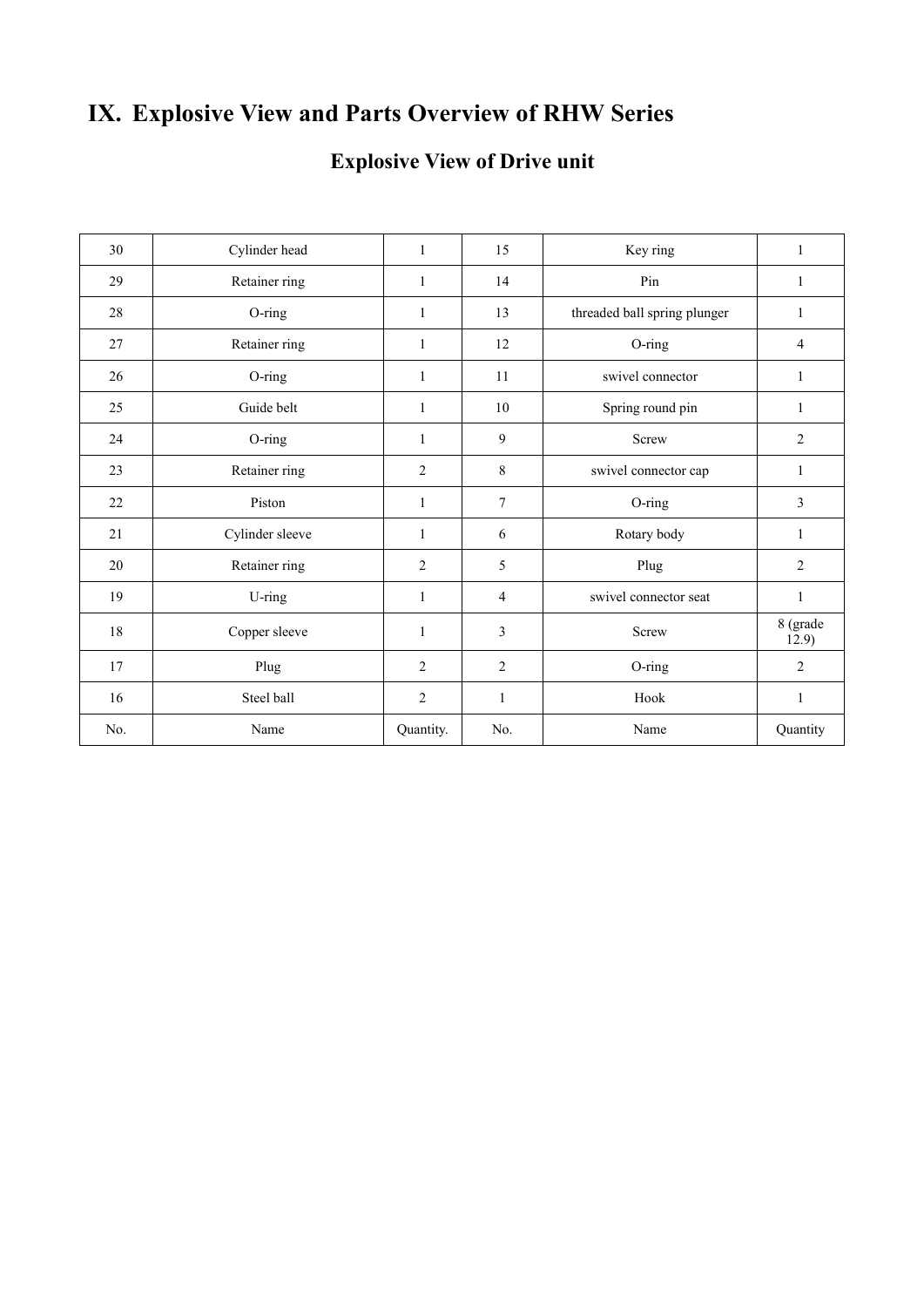# IX. Explosive View and Parts Overview of RHW Series

## Explosive View of Drive unit

| 30 | Cylinder head | 1 | 15 | Key ring | 1 |
|---|---|---|---|---|---|
| 29 | Retainer ring | 1 | 14 | Pin | 1 |
| 28 | O-ring | 1 | 13 | threaded ball spring plunger | 1 |
| 27 | Retainer ring | 1 | 12 | O-ring | 4 |
| 26 | O-ring | 1 | 11 | swivel connector | 1 |
| 25 | Guide belt | 1 | 10 | Spring round pin | 1 |
| 24 | O-ring | 1 | 9 | Screw | 2 |
| 23 | Retainer ring | 2 | 8 | swivel connector cap | 1 |
| 22 | Piston | 1 | 7 | O-ring | 3 |
| 21 | Cylinder sleeve | 1 | 6 | Rotary body | 1 |
| 20 | Retainer ring | 2 | 5 | Plug | 2 |
| 19 | U-ring | 1 | 4 | swivel connector seat | 1 |
| 18 | Copper sleeve | 1 | 3 | Screw | 8 (grade 12.9) |
| 17 | Plug | 2 | 2 | O-ring | 2 |
| 16 | Steel ball | 2 | 1 | Hook | 1 |
| No. | Name | Quantity. | No. | Name | Quantity |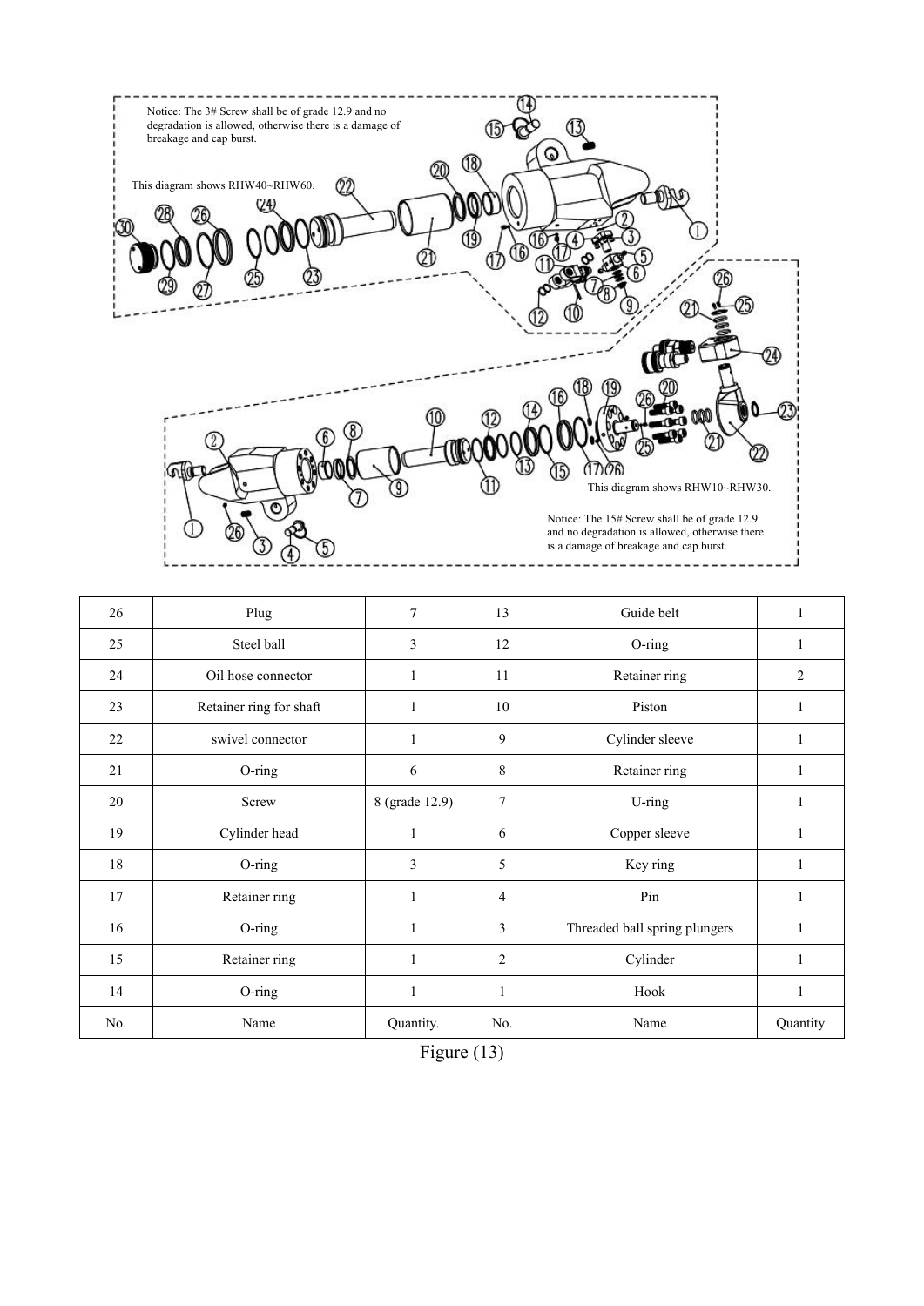Notice: The 3# Screw shall be of grade 12.9 and no degradation is allowed, otherwise there is a damage of breakage and cap burst.

This diagram shows RHW40~RHW60.

This diagram shows RHW10~RHW30.

Notice: The 15# Screw shall be of grade 12.9 and no degradation is allowed, otherwise there is a damage of breakage and cap burst.

| No. | Name | Quantity. | No. | Name | Quantity |
|---|---|---|---|---|---|
| 26 | Plug | **7** | 13 | Guide belt | 1 |
| 25 | Steel ball | 3 | 12 | O-ring | 1 |
| 24 | Oil hose connector | 1 | 11 | Retainer ring | 2 |
| 23 | Retainer ring for shaft | 1 | 10 | Piston | 1 |
| 22 | swivel connector | 1 | 9 | Cylinder sleeve | 1 |
| 21 | O-ring | 6 | 8 | Retainer ring | 1 |
| 20 | Screw | 8 (grade 12.9) | 7 | U-ring | 1 |
| 19 | Cylinder head | 1 | 6 | Copper sleeve | 1 |
| 18 | O-ring | 3 | 5 | Key ring | 1 |
| 17 | Retainer ring | 1 | 4 | Pin | 1 |
| 16 | O-ring | 1 | 3 | Threaded ball spring plungers | 1 |
| 15 | Retainer ring | 1 | 2 | Cylinder | 1 |
| 14 | O-ring | 1 | 1 | Hook | 1 |

Figure (13)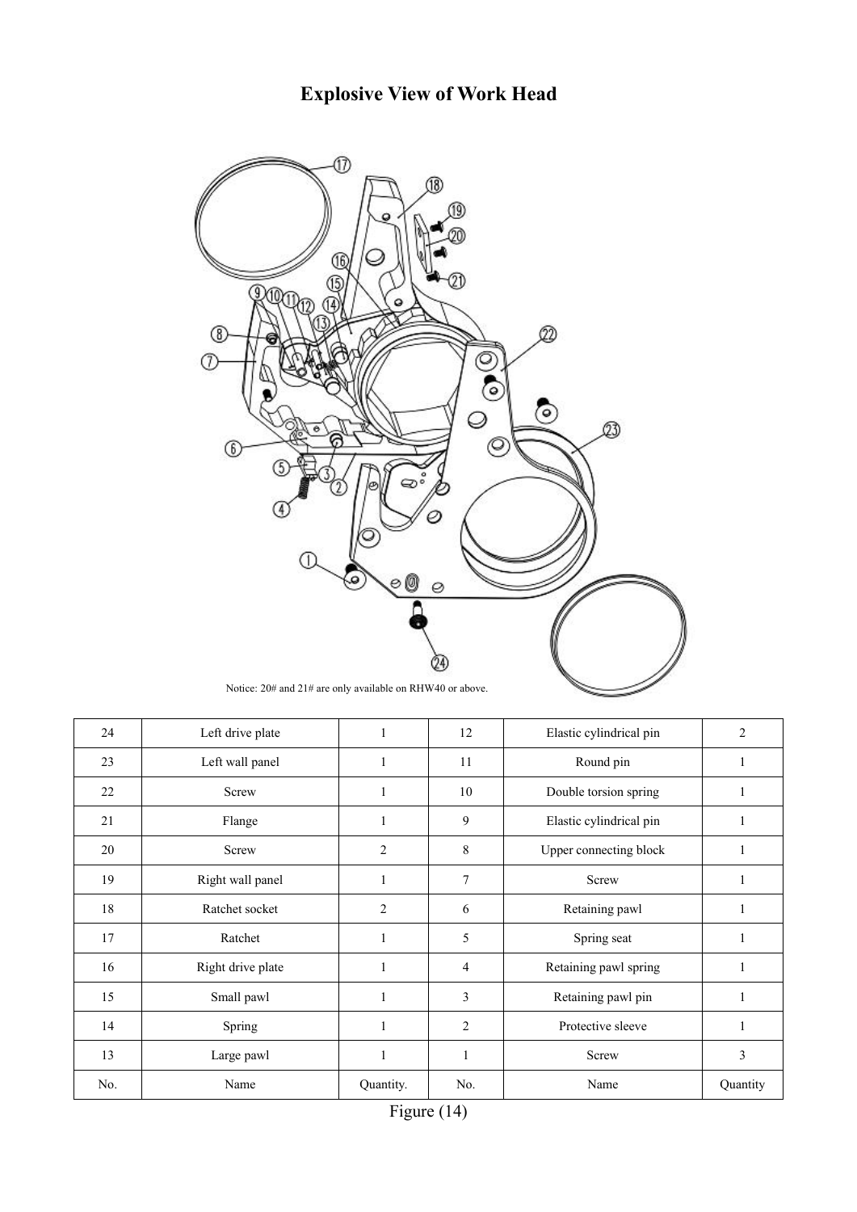# Explosive View of Work Head

Notice: 20# and 21# are only available on RHW40 or above.

| 24 | Left drive plate | 1 | 12 | Elastic cylindrical pin | 2 |
|---|---|---|---|---|---|
| 23 | Left wall panel | 1 | 11 | Round pin | 1 |
| 22 | Screw | 1 | 10 | Double torsion spring | 1 |
| 21 | Flange | 1 | 9 | Elastic cylindrical pin | 1 |
| 20 | Screw | 2 | 8 | Upper connecting block | 1 |
| 19 | Right wall panel | 1 | 7 | Screw | 1 |
| 18 | Ratchet socket | 2 | 6 | Retaining pawl | 1 |
| 17 | Ratchet | 1 | 5 | Spring seat | 1 |
| 16 | Right drive plate | 1 | 4 | Retaining pawl spring | 1 |
| 15 | Small pawl | 1 | 3 | Retaining pawl pin | 1 |
| 14 | Spring | 1 | 2 | Protective sleeve | 1 |
| 13 | Large pawl | 1 | 1 | Screw | 3 |
| No. | Name | Quantity. | No. | Name | Quantity |

Figure (14)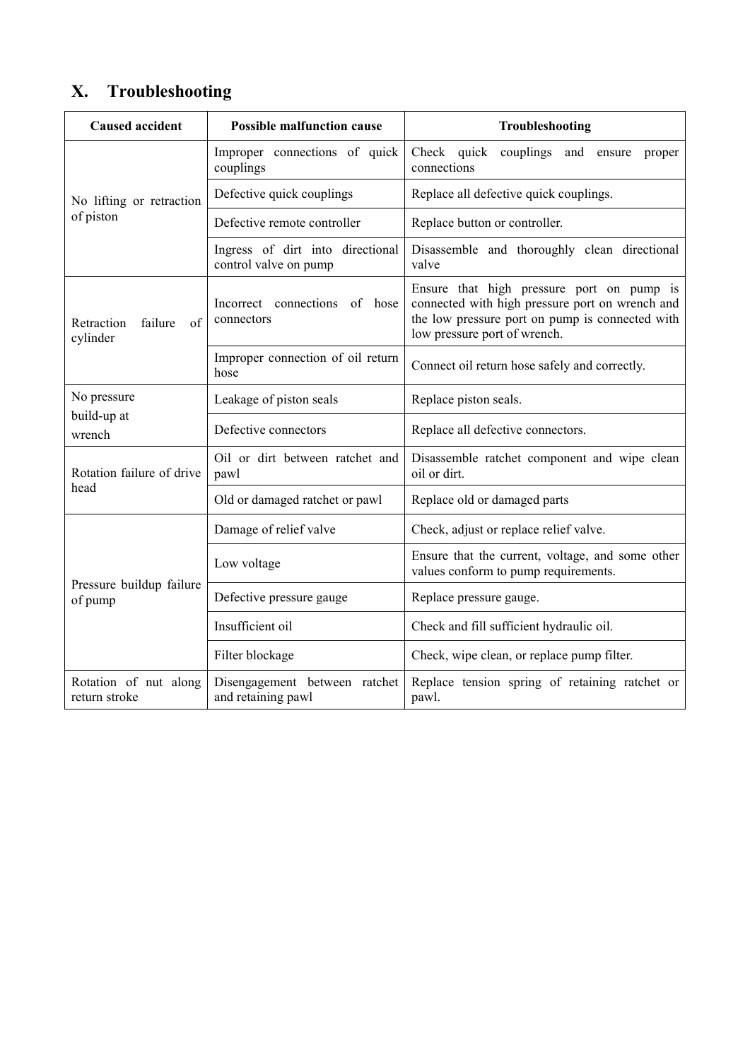## X. Troubleshooting

| Caused accident | Possible malfunction cause | Troubleshooting |
| --- | --- | --- |
| No lifting or retraction of piston | Improper connections of quick couplings | Check quick couplings and ensure proper connections |
| | Defective quick couplings | Replace all defective quick couplings. |
| | Defective remote controller | Replace button or controller. |
| | Ingress of dirt into directional control valve on pump | Disassemble and thoroughly clean directional valve |
| Retraction failure of cylinder | Incorrect connections of hose connectors | Ensure that high pressure port on pump is connected with high pressure port on wrench and the low pressure port on pump is connected with low pressure port of wrench. |
| | Improper connection of oil return hose | Connect oil return hose safely and correctly. |
| No pressure build-up at wrench | Leakage of piston seals | Replace piston seals. |
| | Defective connectors | Replace all defective connectors. |
| Rotation failure of drive head | Oil or dirt between ratchet and pawl | Disassemble ratchet component and wipe clean oil or dirt. |
| | Old or damaged ratchet or pawl | Replace old or damaged parts |
| Pressure buildup failure of pump | Damage of relief valve | Check, adjust or replace relief valve. |
| | Low voltage | Ensure that the current, voltage, and some other values conform to pump requirements. |
| | Defective pressure gauge | Replace pressure gauge. |
| | Insufficient oil | Check and fill sufficient hydraulic oil. |
| | Filter blockage | Check, wipe clean, or replace pump filter. |
| Rotation of nut along return stroke | Disengagement between ratchet and retaining pawl | Replace tension spring of retaining ratchet or pawl. |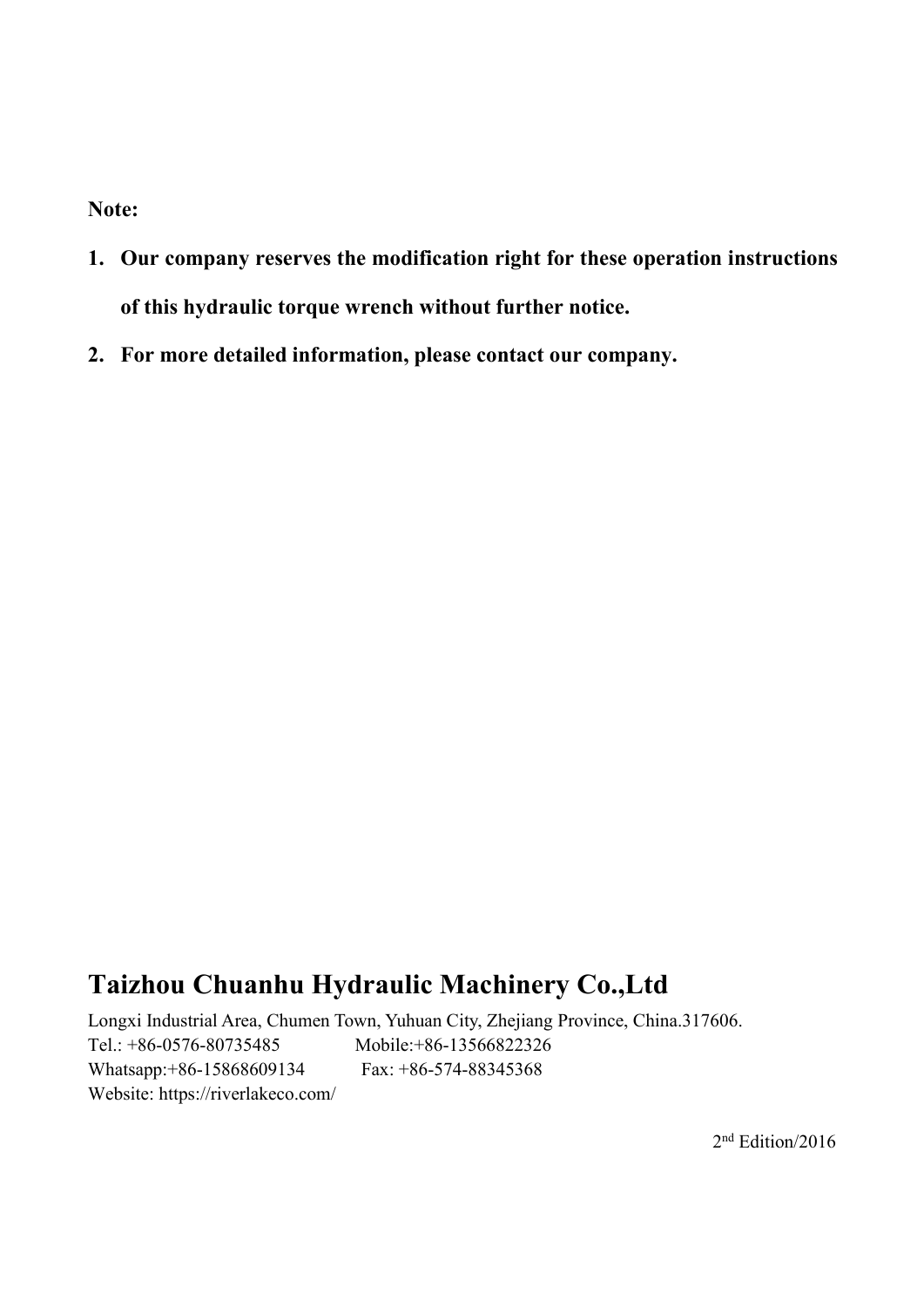**Note:**

1. **Our company reserves the modification right for these operation instructions of this hydraulic torque wrench without further notice.**
2. **For more detailed information, please contact our company.**

# Taizhou Chuanhu Hydraulic Machinery Co.,Ltd

Longxi Industrial Area, Chumen Town, Yuhuan City, Zhejiang Province, China.317606.
Tel.: +86-0576-80735485 Mobile:+86-13566822326
Whatsapp:+86-15868609134 Fax: +86-574-88345368
Website: https://riverlakeco.com/

2nd Edition/2016